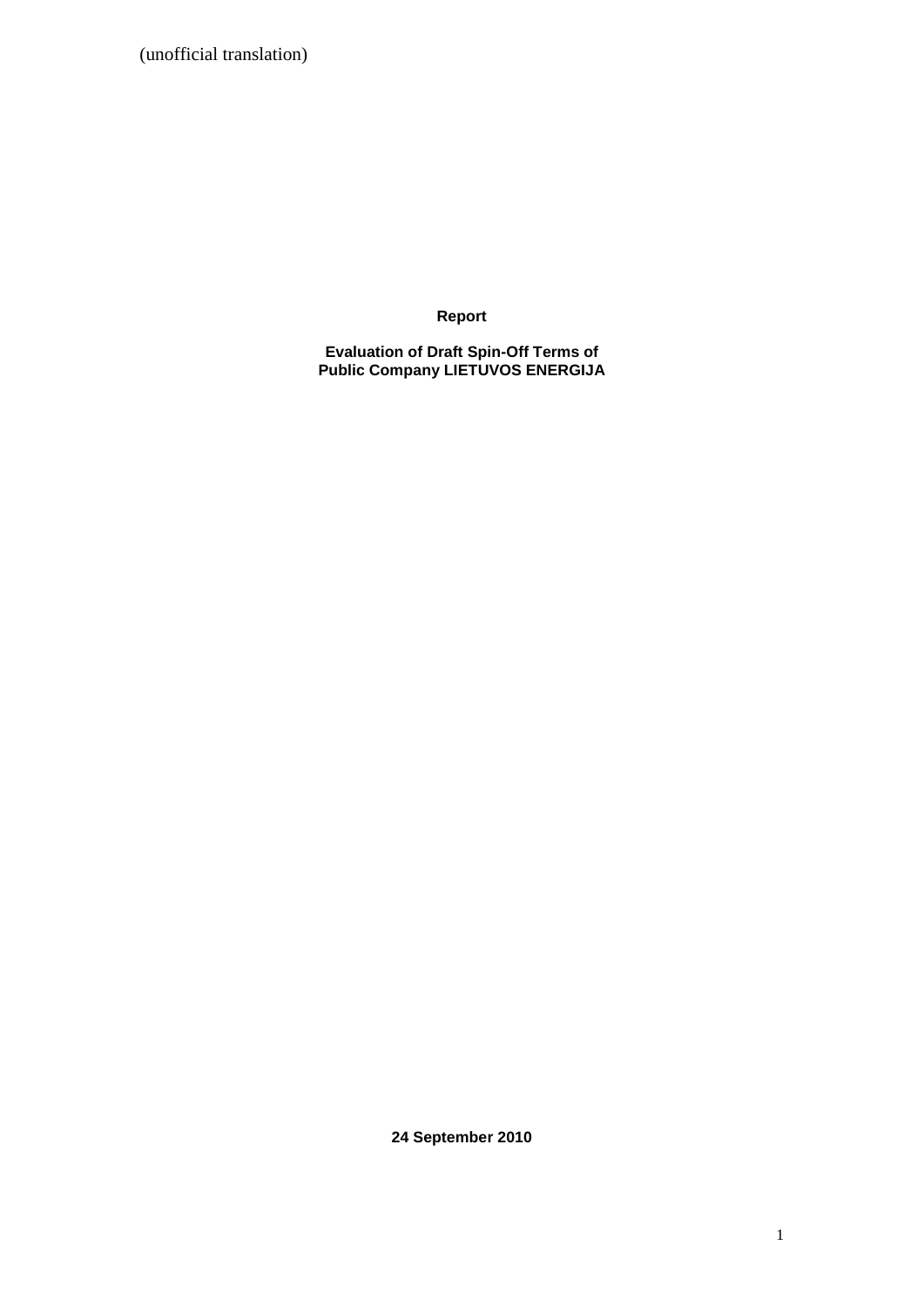(unofficial translation)

# Report

## Evaluation of Draft Spin-Off Terms of Public Company LIETUVOS ENERGIJA

**24 September 2010**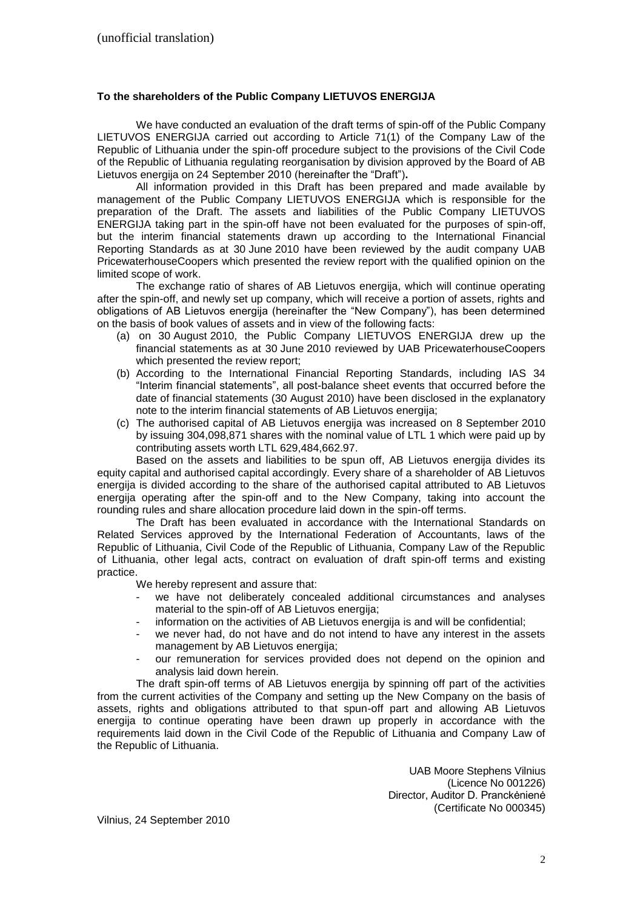(unofficial translation)

**To the shareholders of the Public Company LIETUVOS ENERGIJA**

We have conducted an evaluation of the draft terms of spin-off of the Public Company LIETUVOS ENERGIJA carried out according to Article 71(1) of the Company Law of the Republic of Lithuania under the spin-off procedure subject to the provisions of the Civil Code of the Republic of Lithuania regulating reorganisation by division approved by the Board of AB Lietuvos energija on 24 September 2010 (hereinafter the "Draft")**.**

All information provided in this Draft has been prepared and made available by management of the Public Company LIETUVOS ENERGIJA which is responsible for the preparation of the Draft. The assets and liabilities of the Public Company LIETUVOS ENERGIJA taking part in the spin-off have not been evaluated for the purposes of spin-off, but the interim financial statements drawn up according to the International Financial Reporting Standards as at 30 June 2010 have been reviewed by the audit company UAB PricewaterhouseCoopers which presented the review report with the qualified opinion on the limited scope of work.

The exchange ratio of shares of AB Lietuvos energija, which will continue operating after the spin-off, and newly set up company, which will receive a portion of assets, rights and obligations of AB Lietuvos energija (hereinafter the "New Company"), has been determined on the basis of book values of assets and in view of the following facts:

(a) on 30 August 2010, the Public Company LIETUVOS ENERGIJA drew up the financial statements as at 30 June 2010 reviewed by UAB PricewaterhouseCoopers which presented the review report;
(b) According to the International Financial Reporting Standards, including IAS 34 "Interim financial statements", all post-balance sheet events that occurred before the date of financial statements (30 August 2010) have been disclosed in the explanatory note to the interim financial statements of AB Lietuvos energija;
(c) The authorised capital of AB Lietuvos energija was increased on 8 September 2010 by issuing 304,098,871 shares with the nominal value of LTL 1 which were paid up by contributing assets worth LTL 629,484,662.97.

Based on the assets and liabilities to be spun off, AB Lietuvos energija divides its equity capital and authorised capital accordingly. Every share of a shareholder of AB Lietuvos energija is divided according to the share of the authorised capital attributed to AB Lietuvos energija operating after the spin-off and to the New Company, taking into account the rounding rules and share allocation procedure laid down in the spin-off terms.

The Draft has been evaluated in accordance with the International Standards on Related Services approved by the International Federation of Accountants, laws of the Republic of Lithuania, Civil Code of the Republic of Lithuania, Company Law of the Republic of Lithuania, other legal acts, contract on evaluation of draft spin-off terms and existing practice.

We hereby represent and assure that:

- we have not deliberately concealed additional circumstances and analyses material to the spin-off of AB Lietuvos energija;
- information on the activities of AB Lietuvos energija is and will be confidential;
- we never had, do not have and do not intend to have any interest in the assets management by AB Lietuvos energija;
- our remuneration for services provided does not depend on the opinion and analysis laid down herein.

The draft spin-off terms of AB Lietuvos energija by spinning off part of the activities from the current activities of the Company and setting up the New Company on the basis of assets, rights and obligations attributed to that spun-off part and allowing AB Lietuvos energija to continue operating have been drawn up properly in accordance with the requirements laid down in the Civil Code of the Republic of Lithuania and Company Law of the Republic of Lithuania.

UAB Moore Stephens Vilnius
(Licence No 001226)
Director, Auditor D. Pranckėnienė
(Certificate No 000345)

Vilnius, 24 September 2010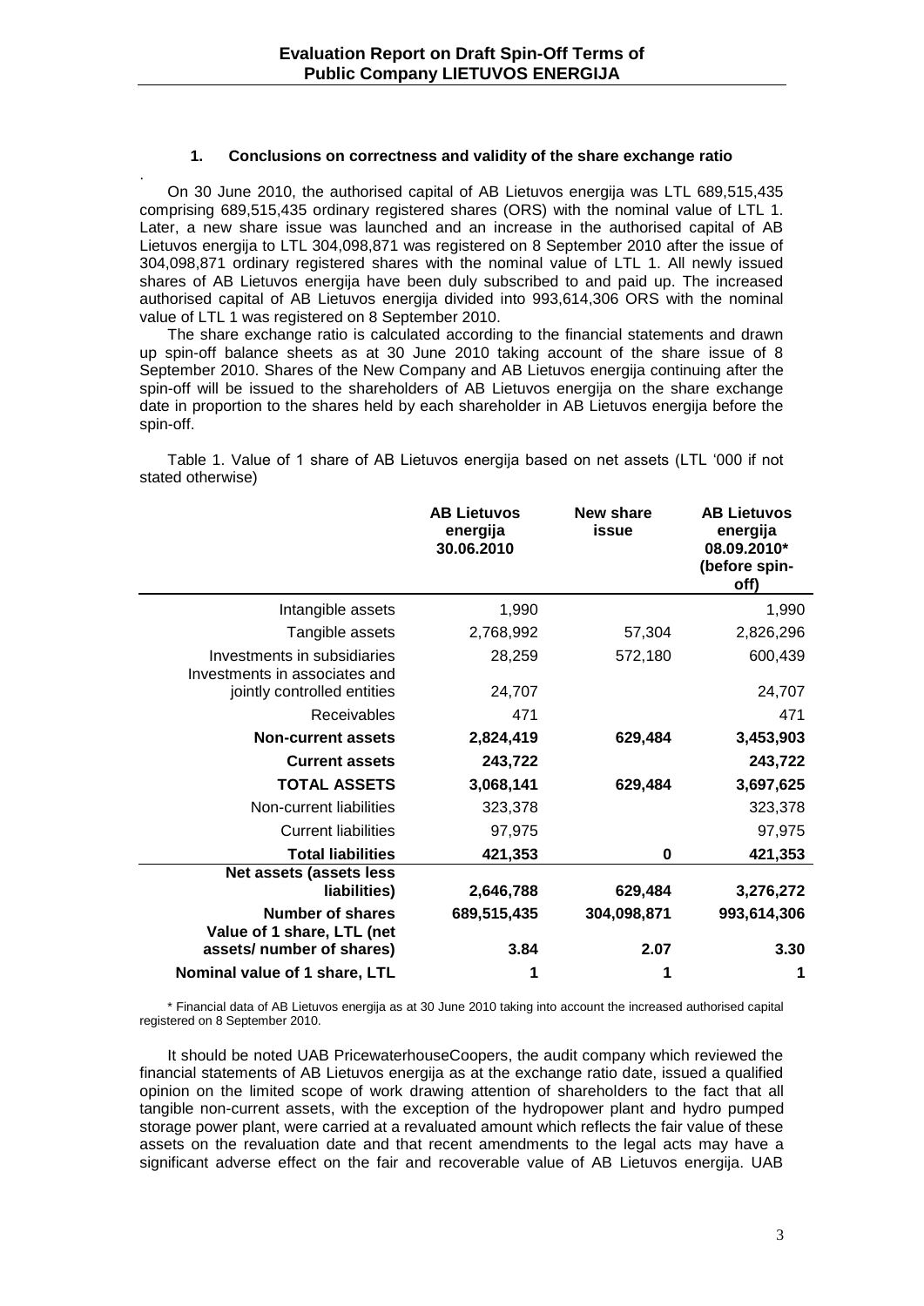### 1. Conclusions on correctness and validity of the share exchange ratio

On 30 June 2010, the authorised capital of AB Lietuvos energija was LTL 689,515,435 comprising 689,515,435 ordinary registered shares (ORS) with the nominal value of LTL 1. Later, a new share issue was launched and an increase in the authorised capital of AB Lietuvos energija to LTL 304,098,871 was registered on 8 September 2010 after the issue of 304,098,871 ordinary registered shares with the nominal value of LTL 1. All newly issued shares of AB Lietuvos energija have been duly subscribed to and paid up. The increased authorised capital of AB Lietuvos energija divided into 993,614,306 ORS with the nominal value of LTL 1 was registered on 8 September 2010.

The share exchange ratio is calculated according to the financial statements and drawn up spin-off balance sheets as at 30 June 2010 taking account of the share issue of 8 September 2010. Shares of the New Company and AB Lietuvos energija continuing after the spin-off will be issued to the shareholders of AB Lietuvos energija on the share exchange date in proportion to the shares held by each shareholder in AB Lietuvos energija before the spin-off.

Table 1. Value of 1 share of AB Lietuvos energija based on net assets (LTL '000 if not stated otherwise)

| | AB Lietuvos energija 30.06.2010 | New share issue | AB Lietuvos energija 08.09.2010* (before spin-off) |
|---|---|---|---|
| Intangible assets | 1,990 | | 1,990 |
| Tangible assets | 2,768,992 | 57,304 | 2,826,296 |
| Investments in subsidiaries | 28,259 | 572,180 | 600,439 |
| Investments in associates and jointly controlled entities | 24,707 | | 24,707 |
| Receivables | 471 | | 471 |
| **Non-current assets** | **2,824,419** | **629,484** | **3,453,903** |
| **Current assets** | **243,722** | | **243,722** |
| **TOTAL ASSETS** | **3,068,141** | **629,484** | **3,697,625** |
| Non-current liabilities | 323,378 | | 323,378 |
| Current liabilities | 97,975 | | 97,975 |
| **Total liabilities** | **421,353** | **0** | **421,353** |
| **Net assets (assets less liabilities)** | **2,646,788** | **629,484** | **3,276,272** |
| **Number of shares** | **689,515,435** | **304,098,871** | **993,614,306** |
| **Value of 1 share, LTL (net assets/ number of shares)** | **3.84** | **2.07** | **3.30** |
| **Nominal value of 1 share, LTL** | **1** | **1** | **1** |

\* Financial data of AB Lietuvos energija as at 30 June 2010 taking into account the increased authorised capital registered on 8 September 2010.

It should be noted UAB PricewaterhouseCoopers, the audit company which reviewed the financial statements of AB Lietuvos energija as at the exchange ratio date, issued a qualified opinion on the limited scope of work drawing attention of shareholders to the fact that all tangible non-current assets, with the exception of the hydropower plant and hydro pumped storage power plant, were carried at a revaluated amount which reflects the fair value of these assets on the revaluation date and that recent amendments to the legal acts may have a significant adverse effect on the fair and recoverable value of AB Lietuvos energija. UAB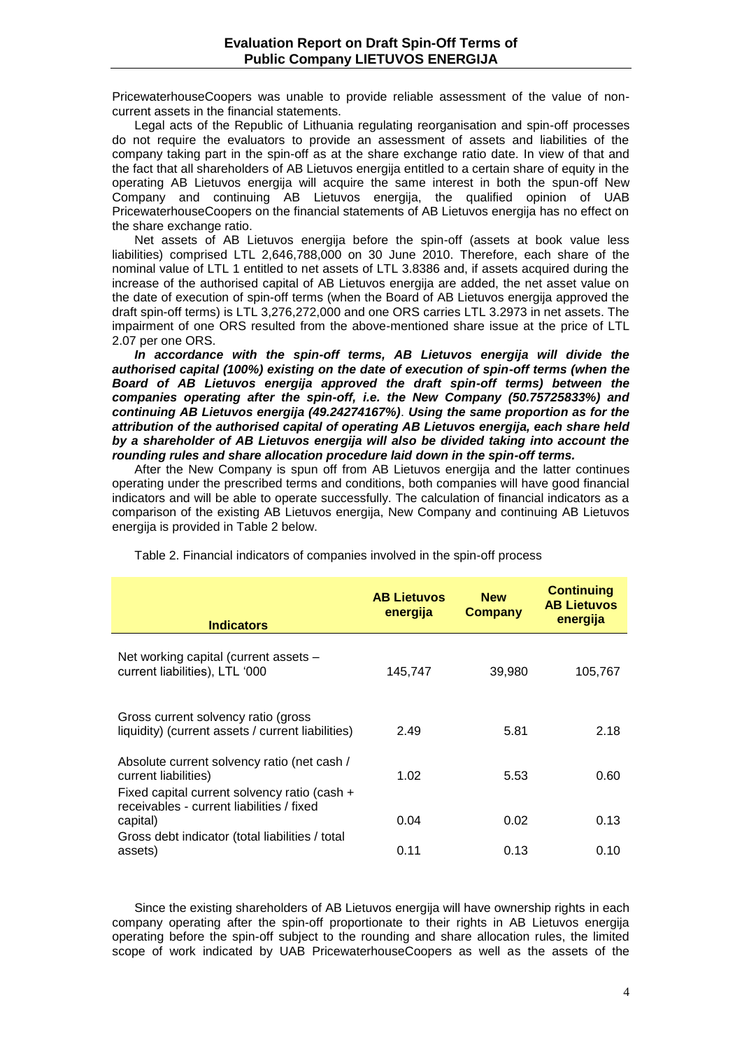PricewaterhouseCoopers was unable to provide reliable assessment of the value of non-current assets in the financial statements.

Legal acts of the Republic of Lithuania regulating reorganisation and spin-off processes do not require the evaluators to provide an assessment of assets and liabilities of the company taking part in the spin-off as at the share exchange ratio date. In view of that and the fact that all shareholders of AB Lietuvos energija entitled to a certain share of equity in the operating AB Lietuvos energija will acquire the same interest in both the spun-off New Company and continuing AB Lietuvos energija, the qualified opinion of UAB PricewaterhouseCoopers on the financial statements of AB Lietuvos energija has no effect on the share exchange ratio.

Net assets of AB Lietuvos energija before the spin-off (assets at book value less liabilities) comprised LTL 2,646,788,000 on 30 June 2010. Therefore, each share of the nominal value of LTL 1 entitled to net assets of LTL 3.8386 and, if assets acquired during the increase of the authorised capital of AB Lietuvos energija are added, the net asset value on the date of execution of spin-off terms (when the Board of AB Lietuvos energija approved the draft spin-off terms) is LTL 3,276,272,000 and one ORS carries LTL 3.2973 in net assets. The impairment of one ORS resulted from the above-mentioned share issue at the price of LTL 2.07 per one ORS.

***In accordance with the spin-off terms, AB Lietuvos energija will divide the authorised capital (100%) existing on the date of execution of spin-off terms (when the Board of AB Lietuvos energija approved the draft spin-off terms) between the companies operating after the spin-off, i.e. the New Company (50.75725833%) and continuing AB Lietuvos energija (49.24274167%)***. ***Using the same proportion as for the attribution of the authorised capital of operating AB Lietuvos energija, each share held by a shareholder of AB Lietuvos energija will also be divided taking into account the rounding rules and share allocation procedure laid down in the spin-off terms.***

After the New Company is spun off from AB Lietuvos energija and the latter continues operating under the prescribed terms and conditions, both companies will have good financial indicators and will be able to operate successfully. The calculation of financial indicators as a comparison of the existing AB Lietuvos energija, New Company and continuing AB Lietuvos energija is provided in Table 2 below.

Table 2. Financial indicators of companies involved in the spin-off process

| Indicators | AB Lietuvos energija | New Company | Continuing AB Lietuvos energija |
|---|---|---|---|
| Net working capital (current assets – current liabilities), LTL '000 | 145,747 | 39,980 | 105,767 |
| Gross current solvency ratio (gross liquidity) (current assets / current liabilities) | 2.49 | 5.81 | 2.18 |
| Absolute current solvency ratio (net cash / current liabilities) | 1.02 | 5.53 | 0.60 |
| Fixed capital current solvency ratio (cash + receivables - current liabilities / fixed capital) | 0.04 | 0.02 | 0.13 |
| Gross debt indicator (total liabilities / total assets) | 0.11 | 0.13 | 0.10 |

Since the existing shareholders of AB Lietuvos energija will have ownership rights in each company operating after the spin-off proportionate to their rights in AB Lietuvos energija operating before the spin-off subject to the rounding and share allocation rules, the limited scope of work indicated by UAB PricewaterhouseCoopers as well as the assets of the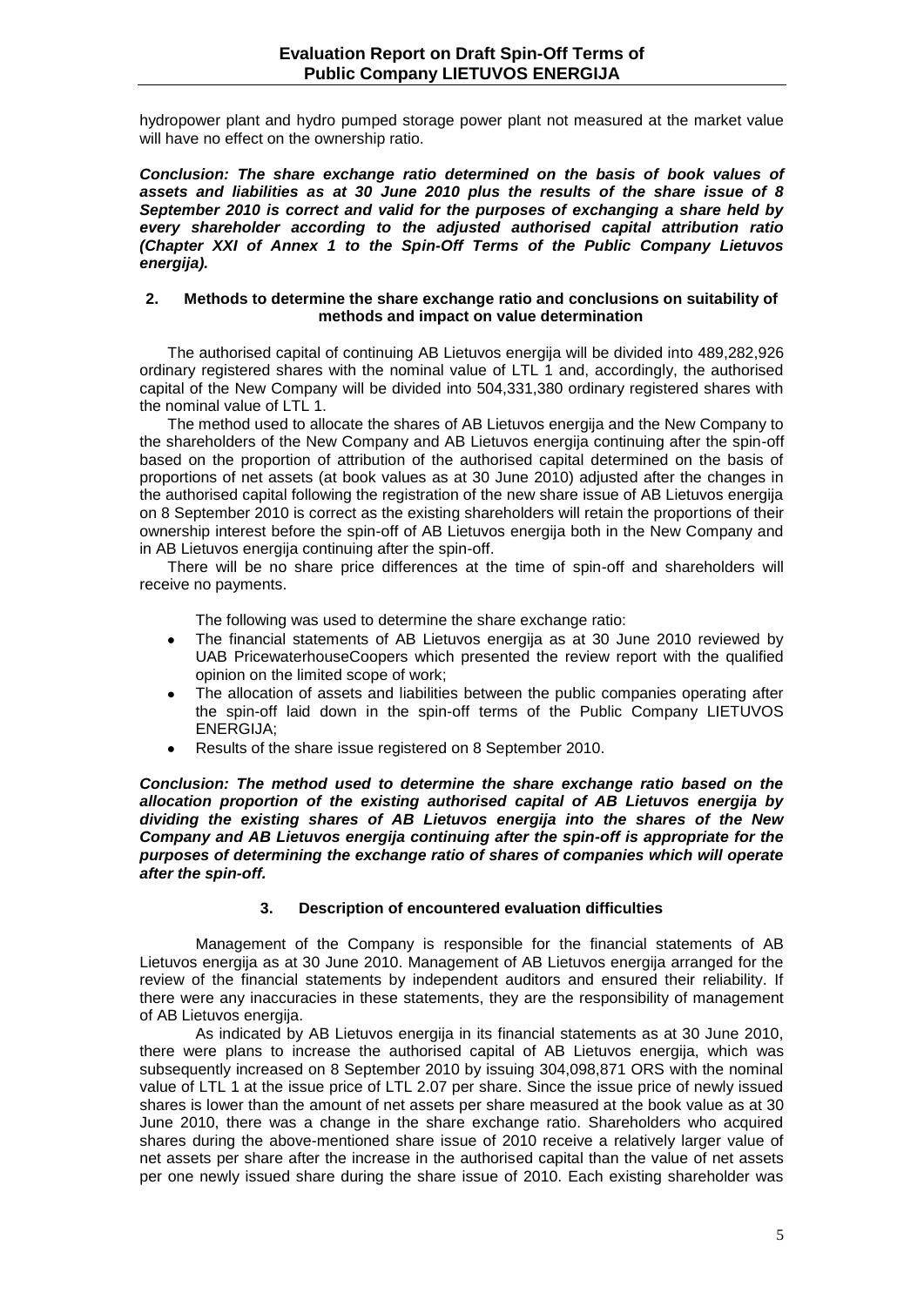hydropower plant and hydro pumped storage power plant not measured at the market value will have no effect on the ownership ratio.

***Conclusion: The share exchange ratio determined on the basis of book values of assets and liabilities as at 30 June 2010 plus the results of the share issue of 8 September 2010 is correct and valid for the purposes of exchanging a share held by every shareholder according to the adjusted authorised capital attribution ratio (Chapter XXI of Annex 1 to the Spin-Off Terms of the Public Company Lietuvos energija).***

## 2. Methods to determine the share exchange ratio and conclusions on suitability of methods and impact on value determination

The authorised capital of continuing AB Lietuvos energija will be divided into 489,282,926 ordinary registered shares with the nominal value of LTL 1 and, accordingly, the authorised capital of the New Company will be divided into 504,331,380 ordinary registered shares with the nominal value of LTL 1.

The method used to allocate the shares of AB Lietuvos energija and the New Company to the shareholders of the New Company and AB Lietuvos energija continuing after the spin-off based on the proportion of attribution of the authorised capital determined on the basis of proportions of net assets (at book values as at 30 June 2010) adjusted after the changes in the authorised capital following the registration of the new share issue of AB Lietuvos energija on 8 September 2010 is correct as the existing shareholders will retain the proportions of their ownership interest before the spin-off of AB Lietuvos energija both in the New Company and in AB Lietuvos energija continuing after the spin-off.

There will be no share price differences at the time of spin-off and shareholders will receive no payments.

The following was used to determine the share exchange ratio:

- The financial statements of AB Lietuvos energija as at 30 June 2010 reviewed by UAB PricewaterhouseCoopers which presented the review report with the qualified opinion on the limited scope of work;
- The allocation of assets and liabilities between the public companies operating after the spin-off laid down in the spin-off terms of the Public Company LIETUVOS ENERGIJA;
- Results of the share issue registered on 8 September 2010.

***Conclusion: The method used to determine the share exchange ratio based on the allocation proportion of the existing authorised capital of AB Lietuvos energija by dividing the existing shares of AB Lietuvos energija into the shares of the New Company and AB Lietuvos energija continuing after the spin-off is appropriate for the purposes of determining the exchange ratio of shares of companies which will operate after the spin-off.***

## 3. Description of encountered evaluation difficulties

Management of the Company is responsible for the financial statements of AB Lietuvos energija as at 30 June 2010. Management of AB Lietuvos energija arranged for the review of the financial statements by independent auditors and ensured their reliability. If there were any inaccuracies in these statements, they are the responsibility of management of AB Lietuvos energija.

As indicated by AB Lietuvos energija in its financial statements as at 30 June 2010, there were plans to increase the authorised capital of AB Lietuvos energija, which was subsequently increased on 8 September 2010 by issuing 304,098,871 ORS with the nominal value of LTL 1 at the issue price of LTL 2.07 per share. Since the issue price of newly issued shares is lower than the amount of net assets per share measured at the book value as at 30 June 2010, there was a change in the share exchange ratio. Shareholders who acquired shares during the above-mentioned share issue of 2010 receive a relatively larger value of net assets per share after the increase in the authorised capital than the value of net assets per one newly issued share during the share issue of 2010. Each existing shareholder was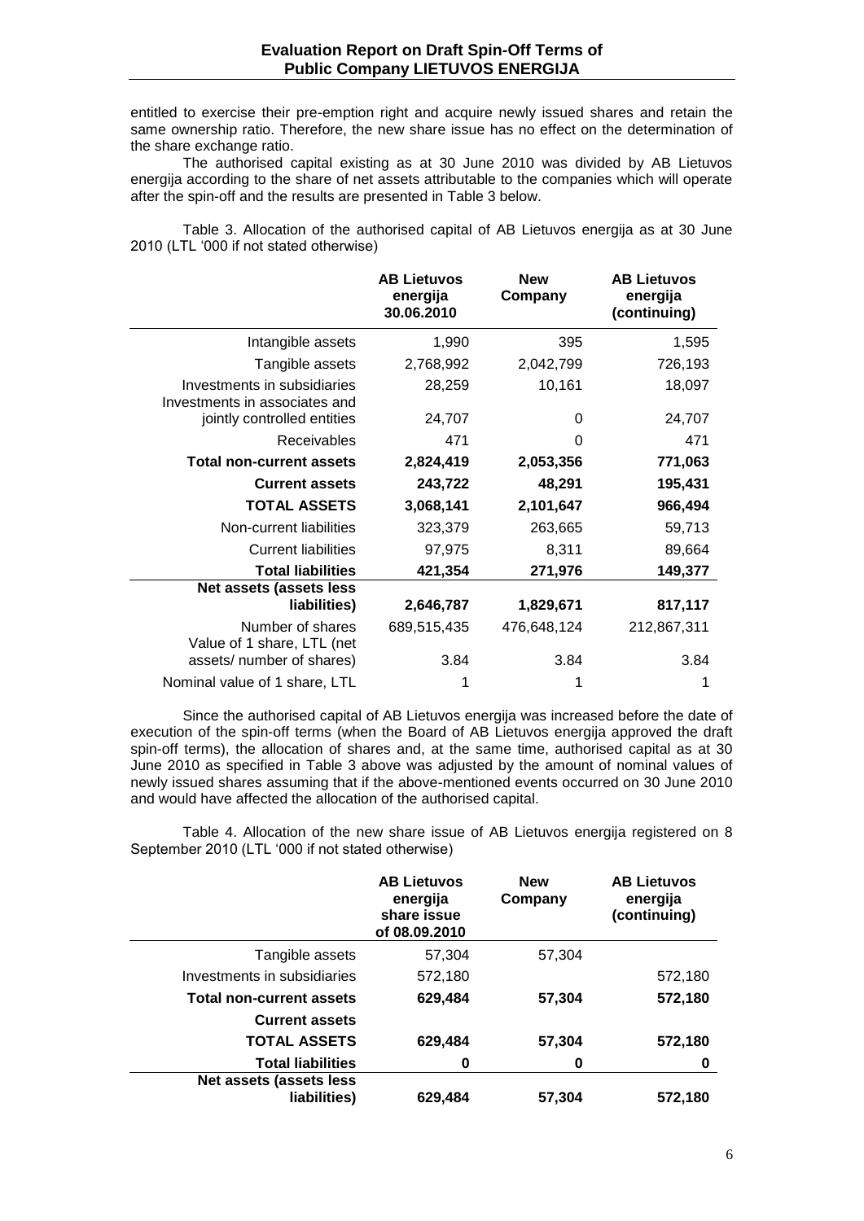entitled to exercise their pre-emption right and acquire newly issued shares and retain the same ownership ratio. Therefore, the new share issue has no effect on the determination of the share exchange ratio.

The authorised capital existing as at 30 June 2010 was divided by AB Lietuvos energija according to the share of net assets attributable to the companies which will operate after the spin-off and the results are presented in Table 3 below.

Table 3. Allocation of the authorised capital of AB Lietuvos energija as at 30 June 2010 (LTL '000 if not stated otherwise)

| | AB Lietuvos energija 30.06.2010 | New Company | AB Lietuvos energija (continuing) |
|---|---|---|---|
| Intangible assets | 1,990 | 395 | 1,595 |
| Tangible assets | 2,768,992 | 2,042,799 | 726,193 |
| Investments in subsidiaries | 28,259 | 10,161 | 18,097 |
| Investments in associates and jointly controlled entities | 24,707 | 0 | 24,707 |
| Receivables | 471 | 0 | 471 |
| **Total non-current assets** | **2,824,419** | **2,053,356** | **771,063** |
| **Current assets** | **243,722** | **48,291** | **195,431** |
| **TOTAL ASSETS** | **3,068,141** | **2,101,647** | **966,494** |
| Non-current liabilities | 323,379 | 263,665 | 59,713 |
| Current liabilities | 97,975 | 8,311 | 89,664 |
| **Total liabilities** | **421,354** | **271,976** | **149,377** |
| **Net assets (assets less liabilities)** | **2,646,787** | **1,829,671** | **817,117** |
| Number of shares | 689,515,435 | 476,648,124 | 212,867,311 |
| Value of 1 share, LTL (net assets/ number of shares) | 3.84 | 3.84 | 3.84 |
| Nominal value of 1 share, LTL | 1 | 1 | 1 |

Since the authorised capital of AB Lietuvos energija was increased before the date of execution of the spin-off terms (when the Board of AB Lietuvos energija approved the draft spin-off terms), the allocation of shares and, at the same time, authorised capital as at 30 June 2010 as specified in Table 3 above was adjusted by the amount of nominal values of newly issued shares assuming that if the above-mentioned events occurred on 30 June 2010 and would have affected the allocation of the authorised capital.

Table 4. Allocation of the new share issue of AB Lietuvos energija registered on 8 September 2010 (LTL '000 if not stated otherwise)

| | AB Lietuvos energija share issue of 08.09.2010 | New Company | AB Lietuvos energija (continuing) |
|---|---|---|---|
| Tangible assets | 57,304 | 57,304 | |
| Investments in subsidiaries | 572,180 | | 572,180 |
| **Total non-current assets** | **629,484** | **57,304** | **572,180** |
| **Current assets** | | | |
| **TOTAL ASSETS** | **629,484** | **57,304** | **572,180** |
| **Total liabilities** | **0** | **0** | **0** |
| **Net assets (assets less liabilities)** | **629,484** | **57,304** | **572,180** |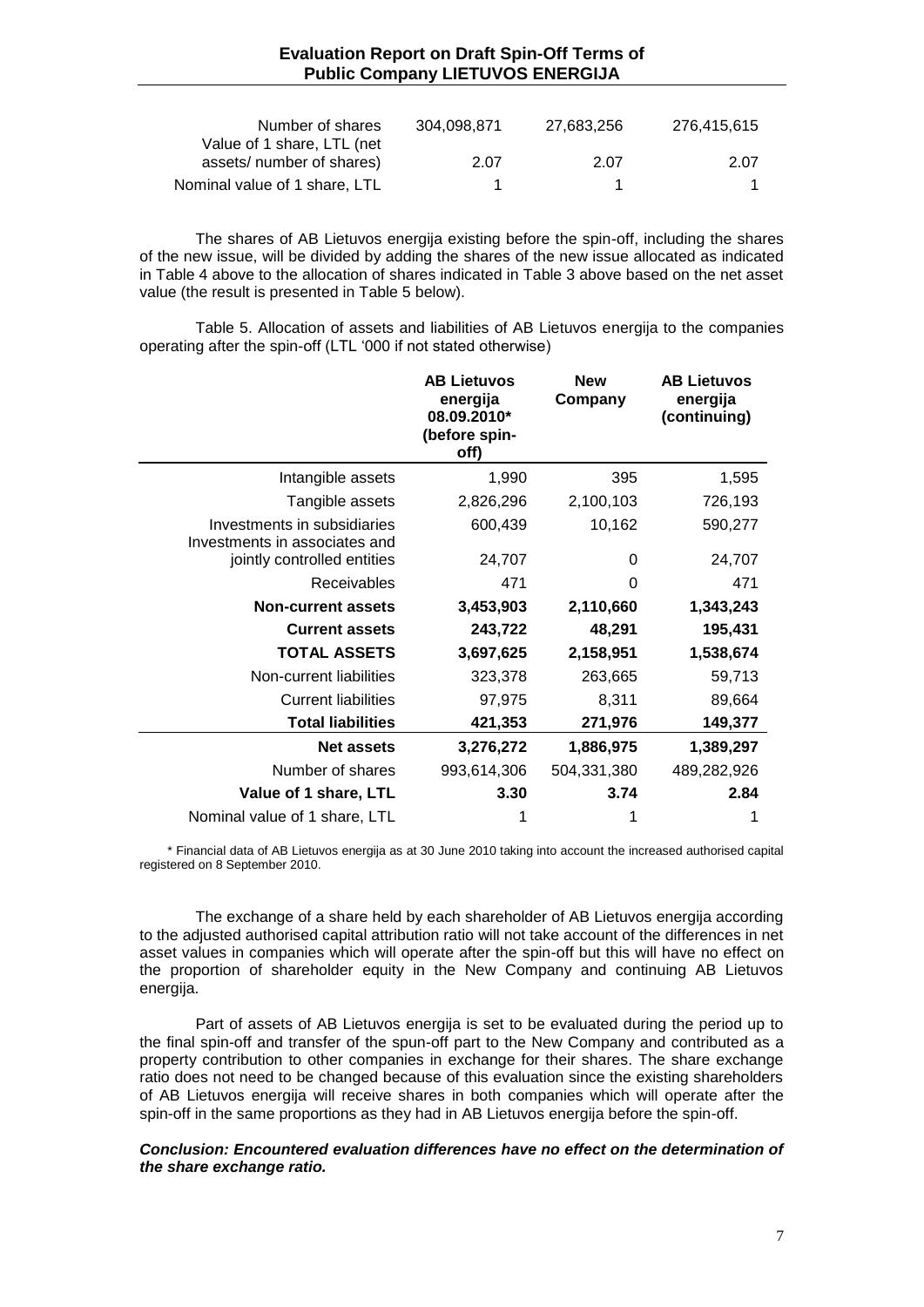| | | | |
|---|---|---|---|
| Number of shares | 304,098,871 | 27,683,256 | 276,415,615 |
| Value of 1 share, LTL (net assets/ number of shares) | 2.07 | 2.07 | 2.07 |
| Nominal value of 1 share, LTL | 1 | 1 | 1 |

The shares of AB Lietuvos energija existing before the spin-off, including the shares of the new issue, will be divided by adding the shares of the new issue allocated as indicated in Table 4 above to the allocation of shares indicated in Table 3 above based on the net asset value (the result is presented in Table 5 below).

Table 5. Allocation of assets and liabilities of AB Lietuvos energija to the companies operating after the spin-off (LTL '000 if not stated otherwise)

| | **AB Lietuvos energija 08.09.2010\* (before spin-off)** | **New Company** | **AB Lietuvos energija (continuing)** |
|---|---|---|---|
| Intangible assets | 1,990 | 395 | 1,595 |
| Tangible assets | 2,826,296 | 2,100,103 | 726,193 |
| Investments in subsidiaries | 600,439 | 10,162 | 590,277 |
| Investments in associates and jointly controlled entities | 24,707 | 0 | 24,707 |
| Receivables | 471 | 0 | 471 |
| **Non-current assets** | **3,453,903** | **2,110,660** | **1,343,243** |
| **Current assets** | **243,722** | **48,291** | **195,431** |
| **TOTAL ASSETS** | **3,697,625** | **2,158,951** | **1,538,674** |
| Non-current liabilities | 323,378 | 263,665 | 59,713 |
| Current liabilities | 97,975 | 8,311 | 89,664 |
| **Total liabilities** | **421,353** | **271,976** | **149,377** |
| **Net assets** | **3,276,272** | **1,886,975** | **1,389,297** |
| Number of shares | 993,614,306 | 504,331,380 | 489,282,926 |
| **Value of 1 share, LTL** | **3.30** | **3.74** | **2.84** |
| Nominal value of 1 share, LTL | 1 | 1 | 1 |

\* Financial data of AB Lietuvos energija as at 30 June 2010 taking into account the increased authorised capital registered on 8 September 2010.

The exchange of a share held by each shareholder of AB Lietuvos energija according to the adjusted authorised capital attribution ratio will not take account of the differences in net asset values in companies which will operate after the spin-off but this will have no effect on the proportion of shareholder equity in the New Company and continuing AB Lietuvos energija.

Part of assets of AB Lietuvos energija is set to be evaluated during the period up to the final spin-off and transfer of the spun-off part to the New Company and contributed as a property contribution to other companies in exchange for their shares. The share exchange ratio does not need to be changed because of this evaluation since the existing shareholders of AB Lietuvos energija will receive shares in both companies which will operate after the spin-off in the same proportions as they had in AB Lietuvos energija before the spin-off.

***Conclusion: Encountered evaluation differences have no effect on the determination of the share exchange ratio.***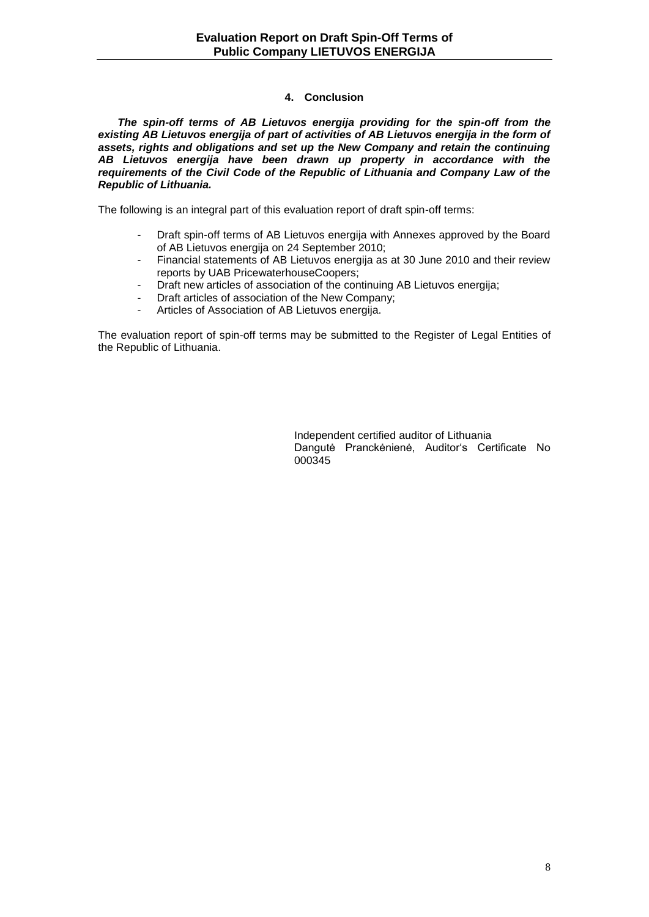### 4. Conclusion

***The spin-off terms of AB Lietuvos energija providing for the spin-off from the existing AB Lietuvos energija of part of activities of AB Lietuvos energija in the form of assets, rights and obligations and set up the New Company and retain the continuing AB Lietuvos energija have been drawn up property in accordance with the requirements of the Civil Code of the Republic of Lithuania and Company Law of the Republic of Lithuania.***

The following is an integral part of this evaluation report of draft spin-off terms:

- Draft spin-off terms of AB Lietuvos energija with Annexes approved by the Board of AB Lietuvos energija on 24 September 2010;
- Financial statements of AB Lietuvos energija as at 30 June 2010 and their review reports by UAB PricewaterhouseCoopers;
- Draft new articles of association of the continuing AB Lietuvos energija;
- Draft articles of association of the New Company;
- Articles of Association of AB Lietuvos energija.

The evaluation report of spin-off terms may be submitted to the Register of Legal Entities of the Republic of Lithuania.

Independent certified auditor of Lithuania
Dangutė Pranckėnienė, Auditor's Certificate No 000345